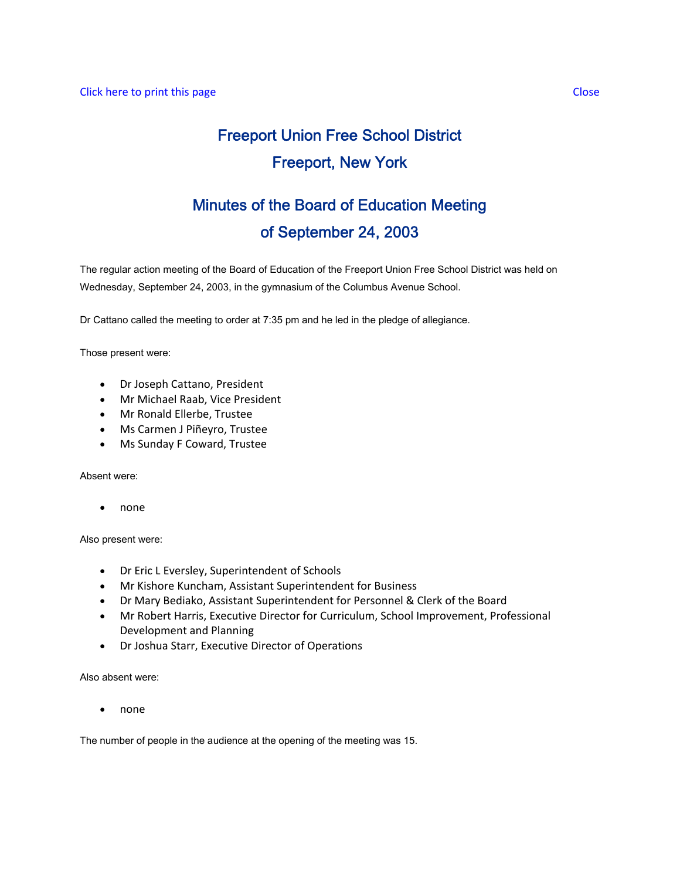Click here to print this page Close

# Freeport Union Free School District
# Freeport, New York

## Minutes of the Board of Education Meeting
## of September 24, 2003

The regular action meeting of the Board of Education of the Freeport Union Free School District was held on Wednesday, September 24, 2003, in the gymnasium of the Columbus Avenue School.

Dr Cattano called the meeting to order at 7:35 pm and he led in the pledge of allegiance.

Those present were:

- Dr Joseph Cattano, President
- Mr Michael Raab, Vice President
- Mr Ronald Ellerbe, Trustee
- Ms Carmen J Piñeyro, Trustee
- Ms Sunday F Coward, Trustee

Absent were:

- none

Also present were:

- Dr Eric L Eversley, Superintendent of Schools
- Mr Kishore Kuncham, Assistant Superintendent for Business
- Dr Mary Bediako, Assistant Superintendent for Personnel & Clerk of the Board
- Mr Robert Harris, Executive Director for Curriculum, School Improvement, Professional Development and Planning
- Dr Joshua Starr, Executive Director of Operations

Also absent were:

- none

The number of people in the audience at the opening of the meeting was 15.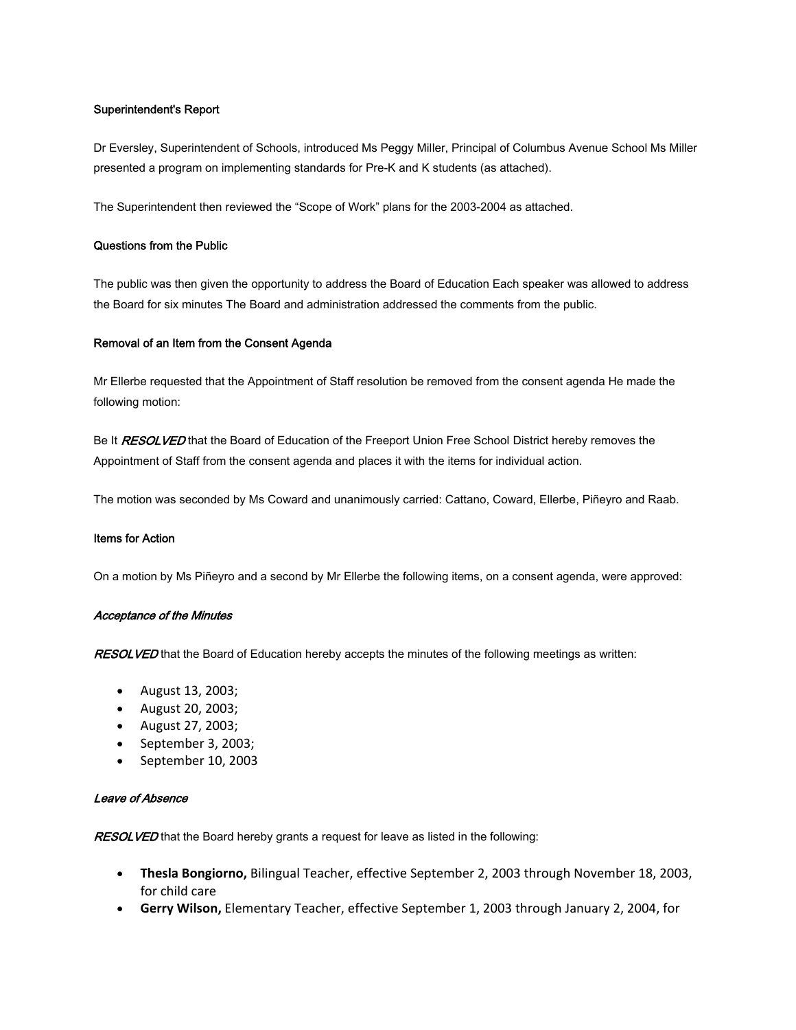**Superintendent's Report**

Dr Eversley, Superintendent of Schools, introduced Ms Peggy Miller, Principal of Columbus Avenue School Ms Miller presented a program on implementing standards for Pre-K and K students (as attached).

The Superintendent then reviewed the "Scope of Work" plans for the 2003-2004 as attached.

**Questions from the Public**

The public was then given the opportunity to address the Board of Education Each speaker was allowed to address the Board for six minutes The Board and administration addressed the comments from the public.

**Removal of an Item from the Consent Agenda**

Mr Ellerbe requested that the Appointment of Staff resolution be removed from the consent agenda He made the following motion:

Be It ***RESOLVED*** that the Board of Education of the Freeport Union Free School District hereby removes the Appointment of Staff from the consent agenda and places it with the items for individual action.

The motion was seconded by Ms Coward and unanimously carried: Cattano, Coward, Ellerbe, Piñeyro and Raab.

**Items for Action**

On a motion by Ms Piñeyro and a second by Mr Ellerbe the following items, on a consent agenda, were approved:

***Acceptance of the Minutes***

***RESOLVED*** that the Board of Education hereby accepts the minutes of the following meetings as written:

- August 13, 2003;
- August 20, 2003;
- August 27, 2003;
- September 3, 2003;
- September 10, 2003

***Leave of Absence***

***RESOLVED*** that the Board hereby grants a request for leave as listed in the following:

- **Thesla Bongiorno,** Bilingual Teacher, effective September 2, 2003 through November 18, 2003, for child care
- **Gerry Wilson,** Elementary Teacher, effective September 1, 2003 through January 2, 2004, for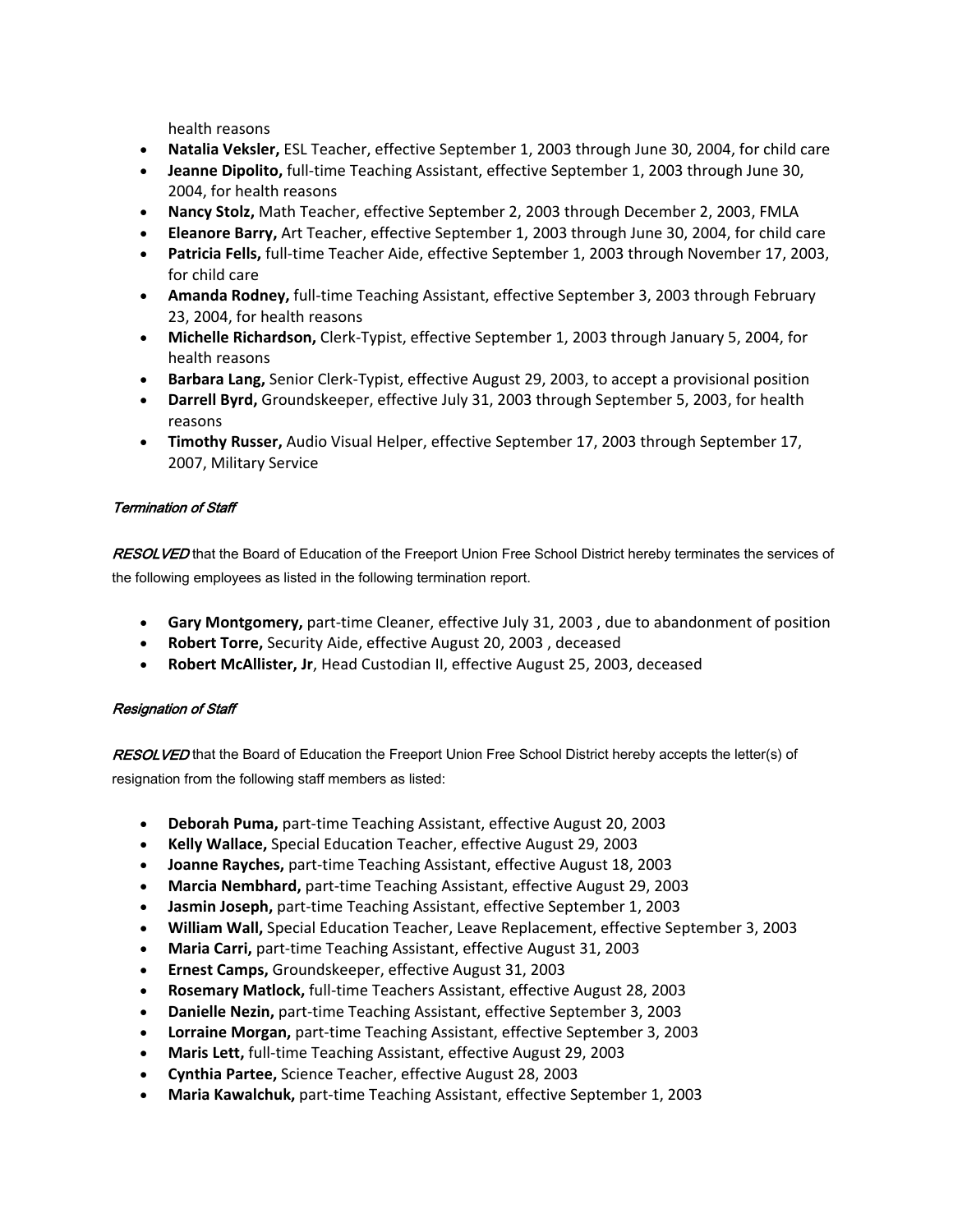health reasons

- **Natalia Veksler,** ESL Teacher, effective September 1, 2003 through June 30, 2004, for child care
- **Jeanne Dipolito,** full-time Teaching Assistant, effective September 1, 2003 through June 30, 2004, for health reasons
- **Nancy Stolz,** Math Teacher, effective September 2, 2003 through December 2, 2003, FMLA
- **Eleanore Barry,** Art Teacher, effective September 1, 2003 through June 30, 2004, for child care
- **Patricia Fells,** full-time Teacher Aide, effective September 1, 2003 through November 17, 2003, for child care
- **Amanda Rodney,** full-time Teaching Assistant, effective September 3, 2003 through February 23, 2004, for health reasons
- **Michelle Richardson,** Clerk-Typist, effective September 1, 2003 through January 5, 2004, for health reasons
- **Barbara Lang,** Senior Clerk-Typist, effective August 29, 2003, to accept a provisional position
- **Darrell Byrd,** Groundskeeper, effective July 31, 2003 through September 5, 2003, for health reasons
- **Timothy Russer,** Audio Visual Helper, effective September 17, 2003 through September 17, 2007, Military Service

*Termination of Staff*

*RESOLVED* that the Board of Education of the Freeport Union Free School District hereby terminates the services of the following employees as listed in the following termination report.

- **Gary Montgomery,** part-time Cleaner, effective July 31, 2003 , due to abandonment of position
- **Robert Torre,** Security Aide, effective August 20, 2003 , deceased
- **Robert McAllister, Jr**, Head Custodian II, effective August 25, 2003, deceased

*Resignation of Staff*

*RESOLVED* that the Board of Education the Freeport Union Free School District hereby accepts the letter(s) of resignation from the following staff members as listed:

- **Deborah Puma,** part-time Teaching Assistant, effective August 20, 2003
- **Kelly Wallace,** Special Education Teacher, effective August 29, 2003
- **Joanne Rayches,** part-time Teaching Assistant, effective August 18, 2003
- **Marcia Nembhard,** part-time Teaching Assistant, effective August 29, 2003
- **Jasmin Joseph,** part-time Teaching Assistant, effective September 1, 2003
- **William Wall,** Special Education Teacher, Leave Replacement, effective September 3, 2003
- **Maria Carri,** part-time Teaching Assistant, effective August 31, 2003
- **Ernest Camps,** Groundskeeper, effective August 31, 2003
- **Rosemary Matlock,** full-time Teachers Assistant, effective August 28, 2003
- **Danielle Nezin,** part-time Teaching Assistant, effective September 3, 2003
- **Lorraine Morgan,** part-time Teaching Assistant, effective September 3, 2003
- **Maris Lett,** full-time Teaching Assistant, effective August 29, 2003
- **Cynthia Partee,** Science Teacher, effective August 28, 2003
- **Maria Kawalchuk,** part-time Teaching Assistant, effective September 1, 2003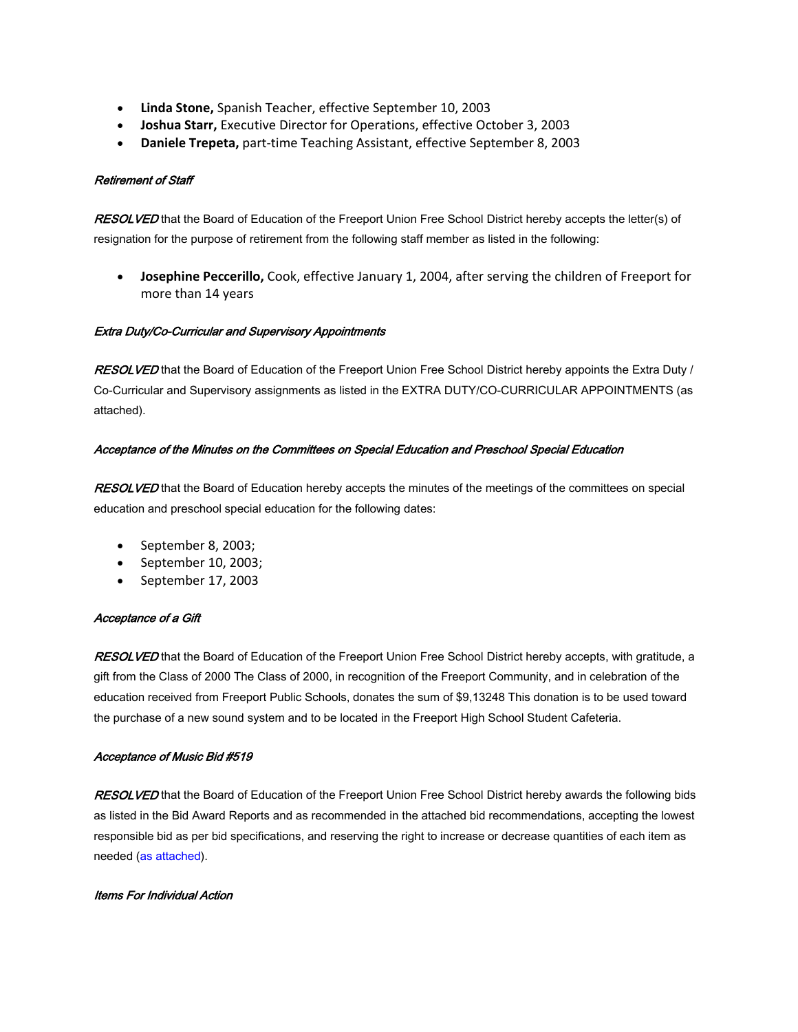- **Linda Stone,** Spanish Teacher, effective September 10, 2003
- **Joshua Starr,** Executive Director for Operations, effective October 3, 2003
- **Daniele Trepeta,** part-time Teaching Assistant, effective September 8, 2003

*Retirement of Staff*

*RESOLVED* that the Board of Education of the Freeport Union Free School District hereby accepts the letter(s) of resignation for the purpose of retirement from the following staff member as listed in the following:

- **Josephine Peccerillo,** Cook, effective January 1, 2004, after serving the children of Freeport for more than 14 years

*Extra Duty/Co-Curricular and Supervisory Appointments*

*RESOLVED* that the Board of Education of the Freeport Union Free School District hereby appoints the Extra Duty / Co-Curricular and Supervisory assignments as listed in the EXTRA DUTY/CO-CURRICULAR APPOINTMENTS (as attached).

*Acceptance of the Minutes on the Committees on Special Education and Preschool Special Education*

*RESOLVED* that the Board of Education hereby accepts the minutes of the meetings of the committees on special education and preschool special education for the following dates:

- September 8, 2003;
- September 10, 2003;
- September 17, 2003

*Acceptance of a Gift*

*RESOLVED* that the Board of Education of the Freeport Union Free School District hereby accepts, with gratitude, a gift from the Class of 2000 The Class of 2000, in recognition of the Freeport Community, and in celebration of the education received from Freeport Public Schools, donates the sum of $9,13248 This donation is to be used toward the purchase of a new sound system and to be located in the Freeport High School Student Cafeteria.

*Acceptance of Music Bid #519*

*RESOLVED* that the Board of Education of the Freeport Union Free School District hereby awards the following bids as listed in the Bid Award Reports and as recommended in the attached bid recommendations, accepting the lowest responsible bid as per bid specifications, and reserving the right to increase or decrease quantities of each item as needed (as attached).

*Items For Individual Action*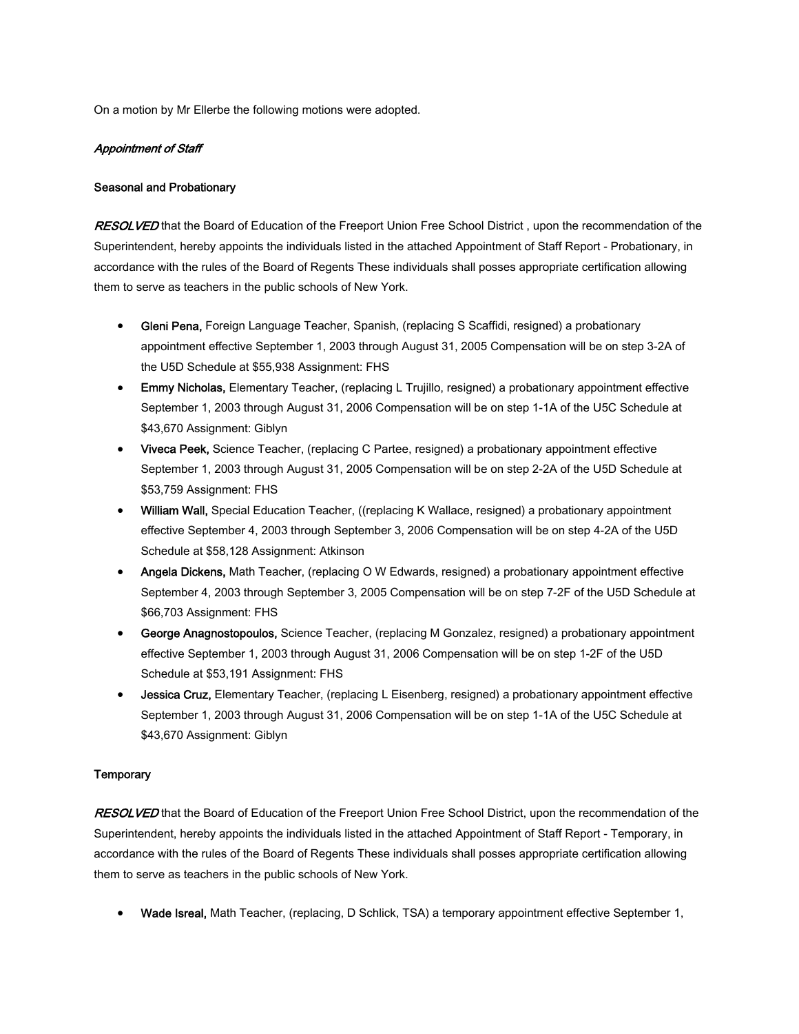On a motion by Mr Ellerbe the following motions were adopted.

*Appointment of Staff*

**Seasonal and Probationary**

***RESOLVED*** that the Board of Education of the Freeport Union Free School District , upon the recommendation of the Superintendent, hereby appoints the individuals listed in the attached Appointment of Staff Report - Probationary, in accordance with the rules of the Board of Regents These individuals shall posses appropriate certification allowing them to serve as teachers in the public schools of New York.

- **Gleni Pena,** Foreign Language Teacher, Spanish, (replacing S Scaffidi, resigned) a probationary appointment effective September 1, 2003 through August 31, 2005 Compensation will be on step 3-2A of the U5D Schedule at $55,938 Assignment: FHS
- **Emmy Nicholas,** Elementary Teacher, (replacing L Trujillo, resigned) a probationary appointment effective September 1, 2003 through August 31, 2006 Compensation will be on step 1-1A of the U5C Schedule at $43,670 Assignment: Giblyn
- **Viveca Peek,** Science Teacher, (replacing C Partee, resigned) a probationary appointment effective September 1, 2003 through August 31, 2005 Compensation will be on step 2-2A of the U5D Schedule at $53,759 Assignment: FHS
- **William Wall,** Special Education Teacher, ((replacing K Wallace, resigned) a probationary appointment effective September 4, 2003 through September 3, 2006 Compensation will be on step 4-2A of the U5D Schedule at $58,128 Assignment: Atkinson
- **Angela Dickens,** Math Teacher, (replacing O W Edwards, resigned) a probationary appointment effective September 4, 2003 through September 3, 2005 Compensation will be on step 7-2F of the U5D Schedule at $66,703 Assignment: FHS
- **George Anagnostopoulos,** Science Teacher, (replacing M Gonzalez, resigned) a probationary appointment effective September 1, 2003 through August 31, 2006 Compensation will be on step 1-2F of the U5D Schedule at $53,191 Assignment: FHS
- **Jessica Cruz,** Elementary Teacher, (replacing L Eisenberg, resigned) a probationary appointment effective September 1, 2003 through August 31, 2006 Compensation will be on step 1-1A of the U5C Schedule at $43,670 Assignment: Giblyn

**Temporary**

***RESOLVED*** that the Board of Education of the Freeport Union Free School District, upon the recommendation of the Superintendent, hereby appoints the individuals listed in the attached Appointment of Staff Report - Temporary, in accordance with the rules of the Board of Regents These individuals shall posses appropriate certification allowing them to serve as teachers in the public schools of New York.

- **Wade Isreal,** Math Teacher, (replacing, D Schlick, TSA) a temporary appointment effective September 1,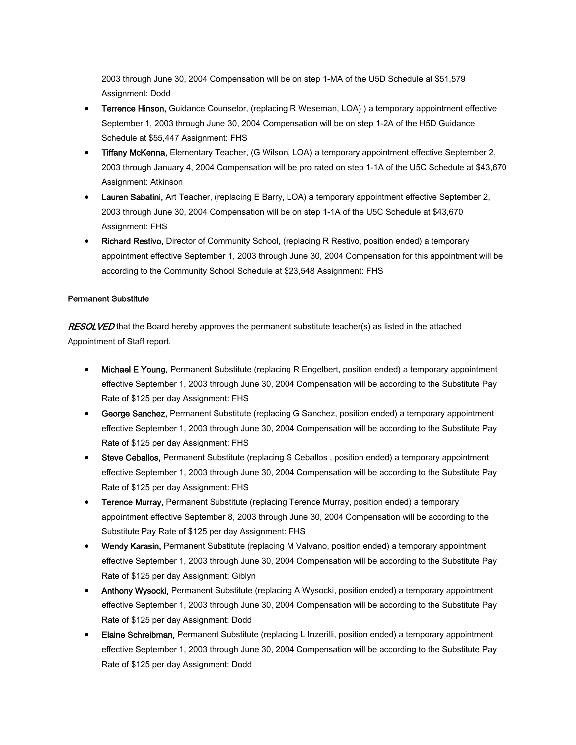2003 through June 30, 2004 Compensation will be on step 1-MA of the U5D Schedule at $51,579 Assignment: Dodd

- **Terrence Hinson,** Guidance Counselor, (replacing R Weseman, LOA) ) a temporary appointment effective September 1, 2003 through June 30, 2004 Compensation will be on step 1-2A of the H5D Guidance Schedule at $55,447 Assignment: FHS
- **Tiffany McKenna,** Elementary Teacher, (G Wilson, LOA) a temporary appointment effective September 2, 2003 through January 4, 2004 Compensation will be pro rated on step 1-1A of the U5C Schedule at $43,670 Assignment: Atkinson
- **Lauren Sabatini,** Art Teacher, (replacing E Barry, LOA) a temporary appointment effective September 2, 2003 through June 30, 2004 Compensation will be on step 1-1A of the U5C Schedule at $43,670 Assignment: FHS
- **Richard Restivo,** Director of Community School, (replacing R Restivo, position ended) a temporary appointment effective September 1, 2003 through June 30, 2004 Compensation for this appointment will be according to the Community School Schedule at $23,548 Assignment: FHS

**Permanent Substitute**

***RESOLVED*** that the Board hereby approves the permanent substitute teacher(s) as listed in the attached Appointment of Staff report.

- **Michael E Young,** Permanent Substitute (replacing R Engelbert, position ended) a temporary appointment effective September 1, 2003 through June 30, 2004 Compensation will be according to the Substitute Pay Rate of $125 per day Assignment: FHS
- **George Sanchez,** Permanent Substitute (replacing G Sanchez, position ended) a temporary appointment effective September 1, 2003 through June 30, 2004 Compensation will be according to the Substitute Pay Rate of $125 per day Assignment: FHS
- **Steve Ceballos,** Permanent Substitute (replacing S Ceballos , position ended) a temporary appointment effective September 1, 2003 through June 30, 2004 Compensation will be according to the Substitute Pay Rate of $125 per day Assignment: FHS
- **Terence Murray,** Permanent Substitute (replacing Terence Murray, position ended) a temporary appointment effective September 8, 2003 through June 30, 2004 Compensation will be according to the Substitute Pay Rate of $125 per day Assignment: FHS
- **Wendy Karasin,** Permanent Substitute (replacing M Valvano, position ended) a temporary appointment effective September 1, 2003 through June 30, 2004 Compensation will be according to the Substitute Pay Rate of $125 per day Assignment: Giblyn
- **Anthony Wysocki,** Permanent Substitute (replacing A Wysocki, position ended) a temporary appointment effective September 1, 2003 through June 30, 2004 Compensation will be according to the Substitute Pay Rate of $125 per day Assignment: Dodd
- **Elaine Schreibman,** Permanent Substitute (replacing L Inzerilli, position ended) a temporary appointment effective September 1, 2003 through June 30, 2004 Compensation will be according to the Substitute Pay Rate of $125 per day Assignment: Dodd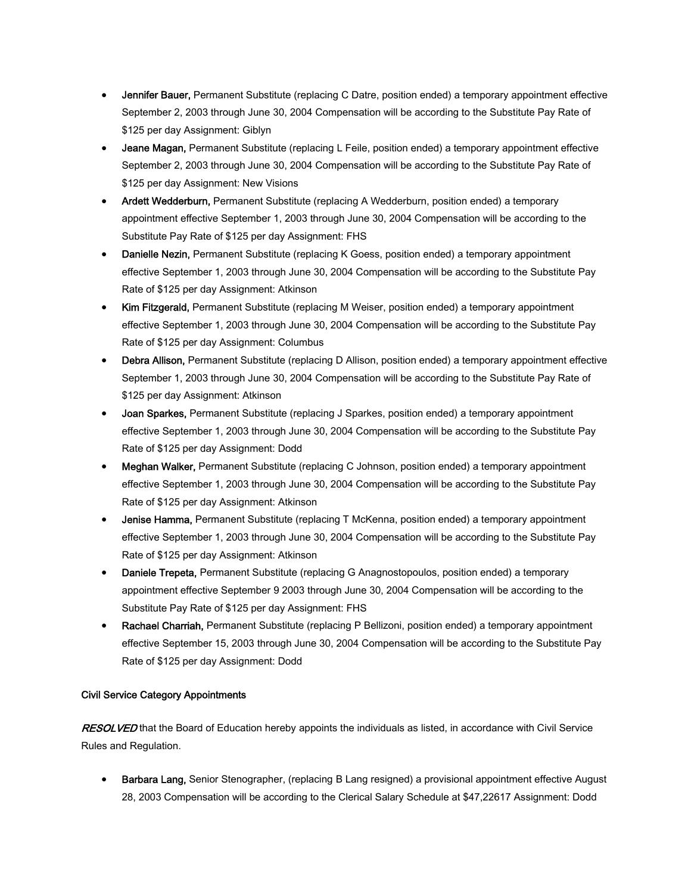- **Jennifer Bauer,** Permanent Substitute (replacing C Datre, position ended) a temporary appointment effective September 2, 2003 through June 30, 2004 Compensation will be according to the Substitute Pay Rate of $125 per day Assignment: Giblyn
- **Jeane Magan,** Permanent Substitute (replacing L Feile, position ended) a temporary appointment effective September 2, 2003 through June 30, 2004 Compensation will be according to the Substitute Pay Rate of $125 per day Assignment: New Visions
- **Ardett Wedderburn,** Permanent Substitute (replacing A Wedderburn, position ended) a temporary appointment effective September 1, 2003 through June 30, 2004 Compensation will be according to the Substitute Pay Rate of $125 per day Assignment: FHS
- **Danielle Nezin,** Permanent Substitute (replacing K Goess, position ended) a temporary appointment effective September 1, 2003 through June 30, 2004 Compensation will be according to the Substitute Pay Rate of $125 per day Assignment: Atkinson
- **Kim Fitzgerald,** Permanent Substitute (replacing M Weiser, position ended) a temporary appointment effective September 1, 2003 through June 30, 2004 Compensation will be according to the Substitute Pay Rate of $125 per day Assignment: Columbus
- **Debra Allison,** Permanent Substitute (replacing D Allison, position ended) a temporary appointment effective September 1, 2003 through June 30, 2004 Compensation will be according to the Substitute Pay Rate of $125 per day Assignment: Atkinson
- **Joan Sparkes,** Permanent Substitute (replacing J Sparkes, position ended) a temporary appointment effective September 1, 2003 through June 30, 2004 Compensation will be according to the Substitute Pay Rate of $125 per day Assignment: Dodd
- **Meghan Walker,** Permanent Substitute (replacing C Johnson, position ended) a temporary appointment effective September 1, 2003 through June 30, 2004 Compensation will be according to the Substitute Pay Rate of $125 per day Assignment: Atkinson
- **Jenise Hamma,** Permanent Substitute (replacing T McKenna, position ended) a temporary appointment effective September 1, 2003 through June 30, 2004 Compensation will be according to the Substitute Pay Rate of $125 per day Assignment: Atkinson
- **Daniele Trepeta,** Permanent Substitute (replacing G Anagnostopoulos, position ended) a temporary appointment effective September 9 2003 through June 30, 2004 Compensation will be according to the Substitute Pay Rate of $125 per day Assignment: FHS
- **Rachael Charriah,** Permanent Substitute (replacing P Bellizoni, position ended) a temporary appointment effective September 15, 2003 through June 30, 2004 Compensation will be according to the Substitute Pay Rate of $125 per day Assignment: Dodd

Civil Service Category Appointments

***RESOLVED*** that the Board of Education hereby appoints the individuals as listed, in accordance with Civil Service Rules and Regulation.

- **Barbara Lang,** Senior Stenographer, (replacing B Lang resigned) a provisional appointment effective August 28, 2003 Compensation will be according to the Clerical Salary Schedule at $47,22617 Assignment: Dodd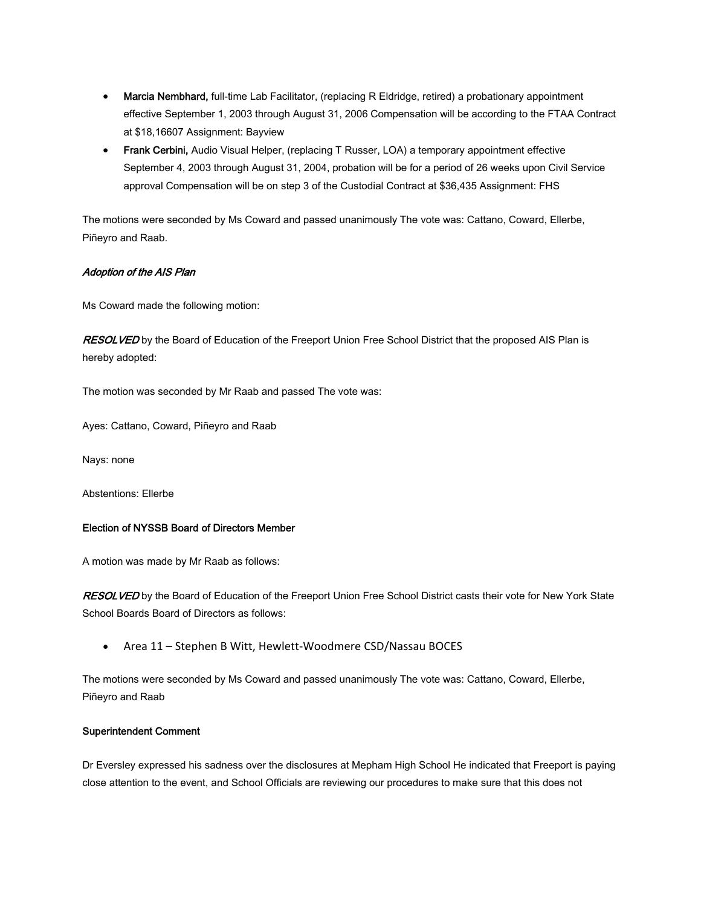- **Marcia Nembhard,** full-time Lab Facilitator, (replacing R Eldridge, retired) a probationary appointment effective September 1, 2003 through August 31, 2006 Compensation will be according to the FTAA Contract at $18,16607 Assignment: Bayview
- **Frank Cerbini,** Audio Visual Helper, (replacing T Russer, LOA) a temporary appointment effective September 4, 2003 through August 31, 2004, probation will be for a period of 26 weeks upon Civil Service approval Compensation will be on step 3 of the Custodial Contract at $36,435 Assignment: FHS

The motions were seconded by Ms Coward and passed unanimously The vote was: Cattano, Coward, Ellerbe, Piñeyro and Raab.

***Adoption of the AIS Plan***

Ms Coward made the following motion:

***RESOLVED*** by the Board of Education of the Freeport Union Free School District that the proposed AIS Plan is hereby adopted:

The motion was seconded by Mr Raab and passed The vote was:

Ayes: Cattano, Coward, Piñeyro and Raab

Nays: none

Abstentions: Ellerbe

**Election of NYSSB Board of Directors Member**

A motion was made by Mr Raab as follows:

***RESOLVED*** by the Board of Education of the Freeport Union Free School District casts their vote for New York State School Boards Board of Directors as follows:

- Area 11 – Stephen B Witt, Hewlett-Woodmere CSD/Nassau BOCES

The motions were seconded by Ms Coward and passed unanimously The vote was: Cattano, Coward, Ellerbe, Piñeyro and Raab

**Superintendent Comment**

Dr Eversley expressed his sadness over the disclosures at Mepham High School He indicated that Freeport is paying close attention to the event, and School Officials are reviewing our procedures to make sure that this does not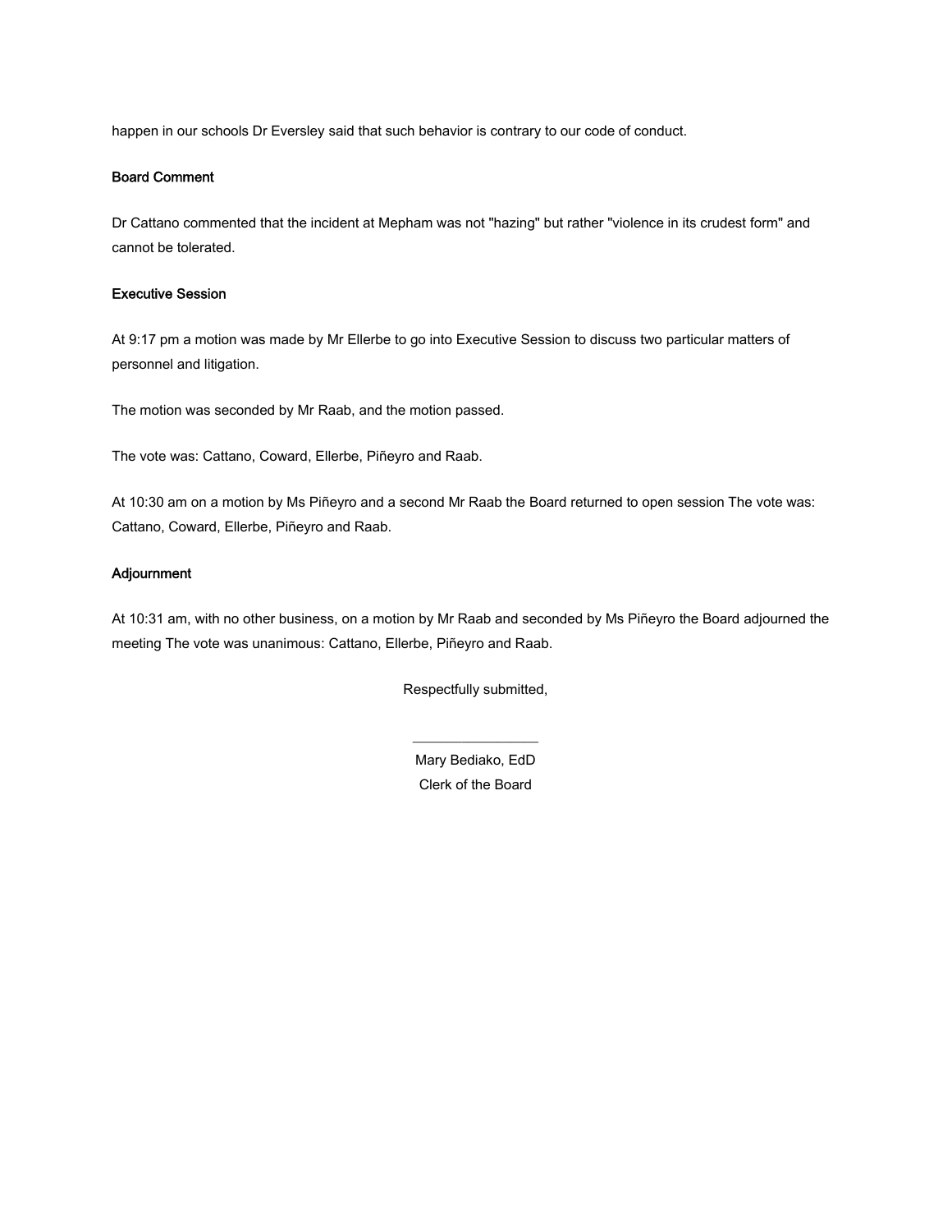happen in our schools Dr Eversley said that such behavior is contrary to our code of conduct.

### Board Comment

Dr Cattano commented that the incident at Mepham was not "hazing" but rather "violence in its crudest form" and cannot be tolerated.

### Executive Session

At 9:17 pm a motion was made by Mr Ellerbe to go into Executive Session to discuss two particular matters of personnel and litigation.

The motion was seconded by Mr Raab, and the motion passed.

The vote was: Cattano, Coward, Ellerbe, Piñeyro and Raab.

At 10:30 am on a motion by Ms Piñeyro and a second Mr Raab the Board returned to open session The vote was: Cattano, Coward, Ellerbe, Piñeyro and Raab.

### Adjournment

At 10:31 am, with no other business, on a motion by Mr Raab and seconded by Ms Piñeyro the Board adjourned the meeting The vote was unanimous: Cattano, Ellerbe, Piñeyro and Raab.

Respectfully submitted,

\_\_\_\_\_\_\_\_\_\_\_\_\_\_\_\_\_

Mary Bediako, EdD
Clerk of the Board